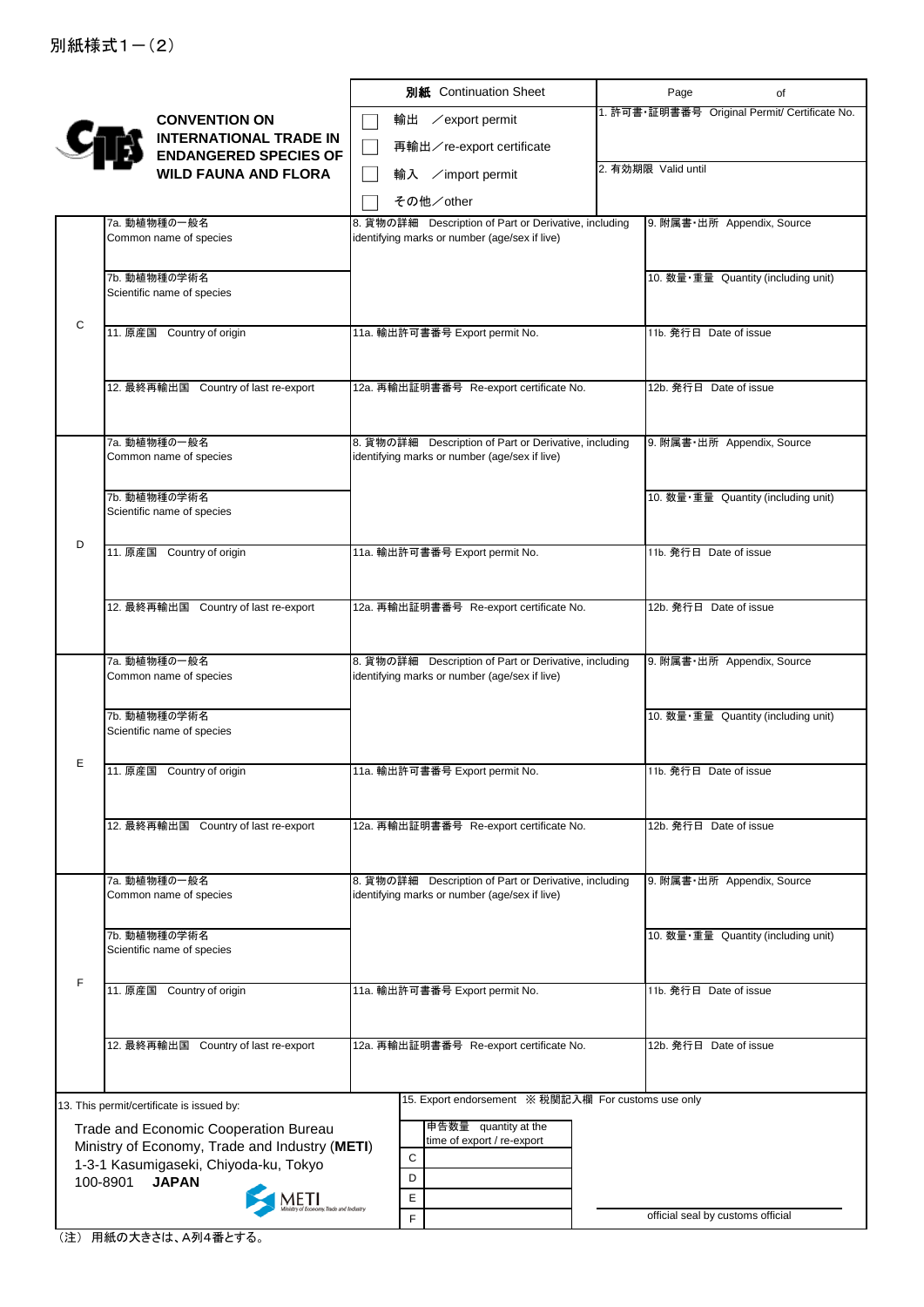別紙様式１－（２）

**CONVENTION ON INTERNATIONAL TRADE IN ENDANGERED SPECIES OF WILD FAUNA AND FLORA**

| **別紙** Continuation Sheet | Page　　　of |
|---|---|
| ☐ 輸出　／export permit<br>☐ 再輸出／re-export certificate<br>☐ 輸入　／import permit<br>☐ その他／other | 1. 許可書･証明書番号 Original Permit/ Certificate No.<br><br>2. 有効期限 Valid until |

| | | | |
|---|---|---|---|
| C | 7a. 動植物種の一般名<br>Common name of species | 8. 貨物の詳細　Description of Part or Derivative, including identifying marks or number (age/sex if live) | 9. 附属書･出所 Appendix, Source |
| | 7b. 動植物種の学術名<br>Scientific name of species | | 10. 数量･重量 Quantity (including unit) |
| | 11. 原産国　Country of origin | 11a. 輸出許可書番号 Export permit No. | 11b. 発行日　Date of issue |
| | 12. 最終再輸出国　Country of last re-export | 12a. 再輸出証明書番号　Re-export certificate No. | 12b. 発行日　Date of issue |
| D | 7a. 動植物種の一般名<br>Common name of species | 8. 貨物の詳細　Description of Part or Derivative, including identifying marks or number (age/sex if live) | 9. 附属書･出所 Appendix, Source |
| | 7b. 動植物種の学術名<br>Scientific name of species | | 10. 数量･重量 Quantity (including unit) |
| | 11. 原産国　Country of origin | 11a. 輸出許可書番号 Export permit No. | 11b. 発行日　Date of issue |
| | 12. 最終再輸出国　Country of last re-export | 12a. 再輸出証明書番号　Re-export certificate No. | 12b. 発行日　Date of issue |
| E | 7a. 動植物種の一般名<br>Common name of species | 8. 貨物の詳細　Description of Part or Derivative, including identifying marks or number (age/sex if live) | 9. 附属書･出所 Appendix, Source |
| | 7b. 動植物種の学術名<br>Scientific name of species | | 10. 数量･重量 Quantity (including unit) |
| | 11. 原産国　Country of origin | 11a. 輸出許可書番号 Export permit No. | 11b. 発行日　Date of issue |
| | 12. 最終再輸出国　Country of last re-export | 12a. 再輸出証明書番号　Re-export certificate No. | 12b. 発行日　Date of issue |
| F | 7a. 動植物種の一般名<br>Common name of species | 8. 貨物の詳細　Description of Part or Derivative, including identifying marks or number (age/sex if live) | 9. 附属書･出所 Appendix, Source |
| | 7b. 動植物種の学術名<br>Scientific name of species | | 10. 数量･重量 Quantity (including unit) |
| | 11. 原産国　Country of origin | 11a. 輸出許可書番号 Export permit No. | 11b. 発行日　Date of issue |
| | 12. 最終再輸出国　Country of last re-export | 12a. 再輸出証明書番号　Re-export certificate No. | 12b. 発行日　Date of issue |

13. This permit/certificate is issued by:

Trade and Economic Cooperation Bureau
Ministry of Economy, Trade and Industry (**METI**)
1-3-1 Kasumigaseki, Chiyoda-ku, Tokyo
100-8901　**JAPAN**

METI Ministry of Economy, Trade and Industry

15. Export endorsement　※ 税関記入欄　For customs use only

| | 申告数量　quantity at the time of export / re-export |
|---|---|
| C | |
| D | |
| E | |
| F | |

official seal by customs official

（注） 用紙の大きさは、A列4番とする。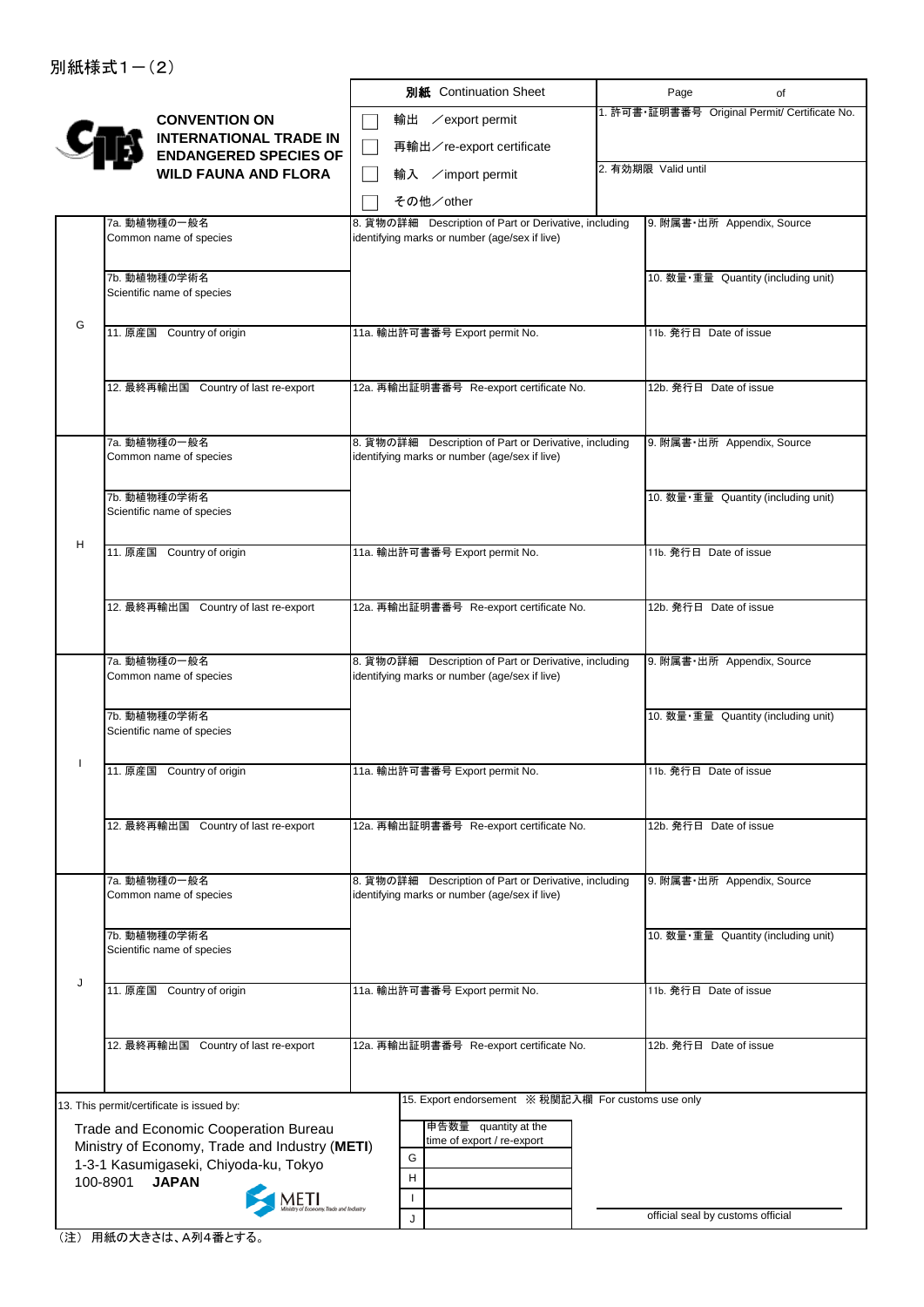別紙様式１－（2）

**CONVENTION ON INTERNATIONAL TRADE IN ENDANGERED SPECIES OF WILD FAUNA AND FLORA**

| **別紙** Continuation Sheet | Page　　　　of |
|---|---|
| ☐ 輸出　／export permit<br>☐ 再輸出／re-export certificate<br>☐ 輸入　／import permit<br>☐ その他／other | 1. 許可書・証明書番号 Original Permit/ Certificate No.<br><br>2. 有効期限 Valid until |

| | | | |
|---|---|---|---|
| G | 7a. 動植物種の一般名 Common name of species | 8. 貨物の詳細　Description of Part or Derivative, including identifying marks or number (age/sex if live) | 9. 附属書・出所 Appendix, Source |
| | 7b. 動植物種の学術名 Scientific name of species | | 10. 数量・重量 Quantity (including unit) |
| | 11. 原産国　Country of origin | 11a. 輸出許可書番号 Export permit No. | 11b. 発行日 Date of issue |
| | 12. 最終再輸出国　Country of last re-export | 12a. 再輸出証明書番号 Re-export certificate No. | 12b. 発行日 Date of issue |
| H | 7a. 動植物種の一般名 Common name of species | 8. 貨物の詳細　Description of Part or Derivative, including identifying marks or number (age/sex if live) | 9. 附属書・出所 Appendix, Source |
| | 7b. 動植物種の学術名 Scientific name of species | | 10. 数量・重量 Quantity (including unit) |
| | 11. 原産国　Country of origin | 11a. 輸出許可書番号 Export permit No. | 11b. 発行日 Date of issue |
| | 12. 最終再輸出国　Country of last re-export | 12a. 再輸出証明書番号 Re-export certificate No. | 12b. 発行日 Date of issue |
| I | 7a. 動植物種の一般名 Common name of species | 8. 貨物の詳細　Description of Part or Derivative, including identifying marks or number (age/sex if live) | 9. 附属書・出所 Appendix, Source |
| | 7b. 動植物種の学術名 Scientific name of species | | 10. 数量・重量 Quantity (including unit) |
| | 11. 原産国　Country of origin | 11a. 輸出許可書番号 Export permit No. | 11b. 発行日 Date of issue |
| | 12. 最終再輸出国　Country of last re-export | 12a. 再輸出証明書番号 Re-export certificate No. | 12b. 発行日 Date of issue |
| J | 7a. 動植物種の一般名 Common name of species | 8. 貨物の詳細　Description of Part or Derivative, including identifying marks or number (age/sex if live) | 9. 附属書・出所 Appendix, Source |
| | 7b. 動植物種の学術名 Scientific name of species | | 10. 数量・重量 Quantity (including unit) |
| | 11. 原産国　Country of origin | 11a. 輸出許可書番号 Export permit No. | 11b. 発行日 Date of issue |
| | 12. 最終再輸出国　Country of last re-export | 12a. 再輸出証明書番号 Re-export certificate No. | 12b. 発行日 Date of issue |

13. This permit/certificate is issued by:

Trade and Economic Cooperation Bureau
Ministry of Economy, Trade and Industry (**METI**)
1-3-1 Kasumigaseki, Chiyoda-ku, Tokyo
100-8901　**JAPAN**

METI Ministry of Economy, Trade and Industry

15. Export endorsement　※ 税関記入欄　For customs use only

| | 申告数量　quantity at the time of export / re-export |
|---|---|
| G | |
| H | |
| I | |
| J | |

official seal by customs official

（注） 用紙の大きさは、A列4番とする。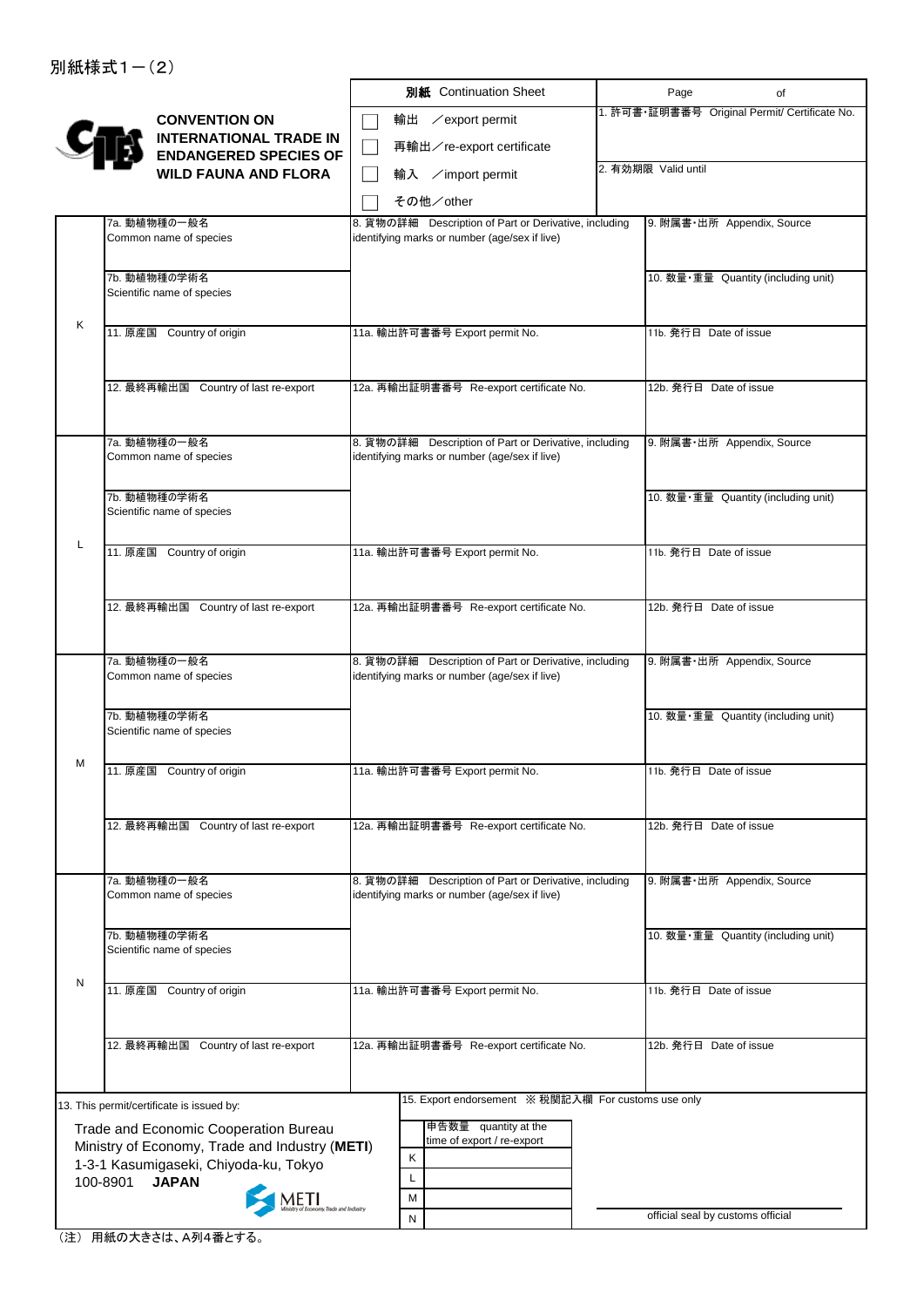別紙様式１－（２）

**CONVENTION ON INTERNATIONAL TRADE IN ENDANGERED SPECIES OF WILD FAUNA AND FLORA**

| **別紙** Continuation Sheet | Page　　　　of |
|---|---|
| ☐ 輸出　／export permit<br>☐ 再輸出／re-export certificate<br>☐ 輸入　／import permit<br>☐ その他／other | 1. 許可書・証明書番号 Original Permit/ Certificate No.<br><br>2. 有効期限 Valid until |

| | | | |
|---|---|---|---|
| K | 7a. 動植物種の一般名 Common name of species | 8. 貨物の詳細　Description of Part or Derivative, including identifying marks or number (age/sex if live) | 9. 附属書・出所 Appendix, Source |
| | 7b. 動植物種の学術名 Scientific name of species | | 10. 数量・重量 Quantity (including unit) |
| | 11. 原産国　Country of origin | 11a. 輸出許可書番号 Export permit No. | 11b. 発行日　Date of issue |
| | 12. 最終再輸出国　Country of last re-export | 12a. 再輸出証明書番号　Re-export certificate No. | 12b. 発行日　Date of issue |
| L | 7a. 動植物種の一般名 Common name of species | 8. 貨物の詳細　Description of Part or Derivative, including identifying marks or number (age/sex if live) | 9. 附属書・出所 Appendix, Source |
| | 7b. 動植物種の学術名 Scientific name of species | | 10. 数量・重量 Quantity (including unit) |
| | 11. 原産国　Country of origin | 11a. 輸出許可書番号 Export permit No. | 11b. 発行日　Date of issue |
| | 12. 最終再輸出国　Country of last re-export | 12a. 再輸出証明書番号　Re-export certificate No. | 12b. 発行日　Date of issue |
| M | 7a. 動植物種の一般名 Common name of species | 8. 貨物の詳細　Description of Part or Derivative, including identifying marks or number (age/sex if live) | 9. 附属書・出所 Appendix, Source |
| | 7b. 動植物種の学術名 Scientific name of species | | 10. 数量・重量 Quantity (including unit) |
| | 11. 原産国　Country of origin | 11a. 輸出許可書番号 Export permit No. | 11b. 発行日　Date of issue |
| | 12. 最終再輸出国　Country of last re-export | 12a. 再輸出証明書番号　Re-export certificate No. | 12b. 発行日　Date of issue |
| N | 7a. 動植物種の一般名 Common name of species | 8. 貨物の詳細　Description of Part or Derivative, including identifying marks or number (age/sex if live) | 9. 附属書・出所 Appendix, Source |
| | 7b. 動植物種の学術名 Scientific name of species | | 10. 数量・重量 Quantity (including unit) |
| | 11. 原産国　Country of origin | 11a. 輸出許可書番号 Export permit No. | 11b. 発行日　Date of issue |
| | 12. 最終再輸出国　Country of last re-export | 12a. 再輸出証明書番号　Re-export certificate No. | 12b. 発行日　Date of issue |

13. This permit/certificate is issued by:

Trade and Economic Cooperation Bureau
Ministry of Economy, Trade and Industry (**METI**)
1-3-1 Kasumigaseki, Chiyoda-ku, Tokyo
100-8901　**JAPAN**

METI Ministry of Economy, Trade and Industry

15. Export endorsement　※ 税関記入欄　For customs use only

| | 申告数量　quantity at the time of export / re-export |
|---|---|
| K | |
| L | |
| M | |
| N | |

official seal by customs official

（注）用紙の大きさは、A列4番とする。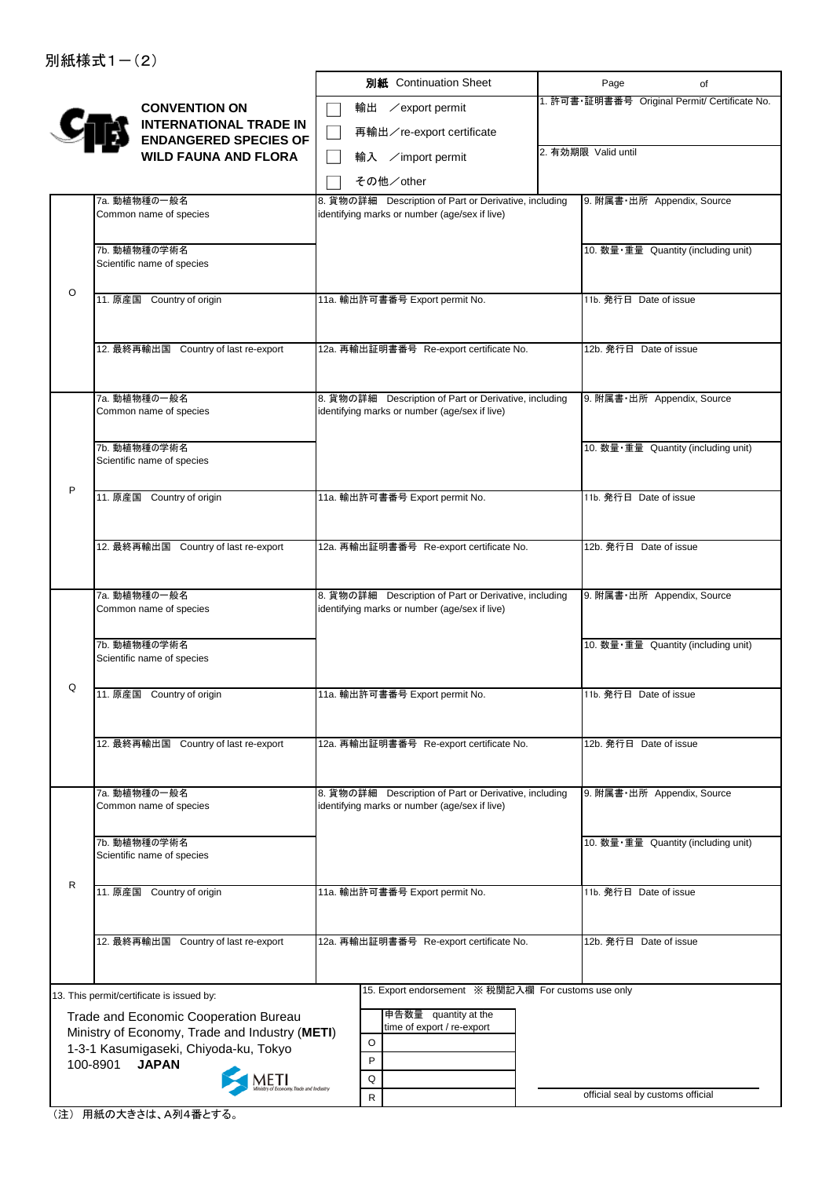別紙様式１－（2）

**CONVENTION ON INTERNATIONAL TRADE IN ENDANGERED SPECIES OF WILD FAUNA AND FLORA**

| **別紙** Continuation Sheet | Page of |
|---|---|
| ☐ 輸出 ／export permit<br>☐ 再輸出／re-export certificate<br>☐ 輸入 ／import permit<br>☐ その他／other | 1. 許可書･証明書番号 Original Permit/ Certificate No.<br><br>2. 有効期限 Valid until |

| | | | |
|---|---|---|---|
| O | 7a. 動植物種の一般名<br>Common name of species | 8. 貨物の詳細 Description of Part or Derivative, including identifying marks or number (age/sex if live) | 9. 附属書･出所 Appendix, Source |
| | 7b. 動植物種の学術名<br>Scientific name of species | | 10. 数量･重量 Quantity (including unit) |
| | 11. 原産国 Country of origin | 11a. 輸出許可書番号 Export permit No. | 11b. 発行日 Date of issue |
| | 12. 最終再輸出国 Country of last re-export | 12a. 再輸出証明書番号 Re-export certificate No. | 12b. 発行日 Date of issue |
| P | 7a. 動植物種の一般名<br>Common name of species | 8. 貨物の詳細 Description of Part or Derivative, including identifying marks or number (age/sex if live) | 9. 附属書･出所 Appendix, Source |
| | 7b. 動植物種の学術名<br>Scientific name of species | | 10. 数量･重量 Quantity (including unit) |
| | 11. 原産国 Country of origin | 11a. 輸出許可書番号 Export permit No. | 11b. 発行日 Date of issue |
| | 12. 最終再輸出国 Country of last re-export | 12a. 再輸出証明書番号 Re-export certificate No. | 12b. 発行日 Date of issue |
| Q | 7a. 動植物種の一般名<br>Common name of species | 8. 貨物の詳細 Description of Part or Derivative, including identifying marks or number (age/sex if live) | 9. 附属書･出所 Appendix, Source |
| | 7b. 動植物種の学術名<br>Scientific name of species | | 10. 数量･重量 Quantity (including unit) |
| | 11. 原産国 Country of origin | 11a. 輸出許可書番号 Export permit No. | 11b. 発行日 Date of issue |
| | 12. 最終再輸出国 Country of last re-export | 12a. 再輸出証明書番号 Re-export certificate No. | 12b. 発行日 Date of issue |
| R | 7a. 動植物種の一般名<br>Common name of species | 8. 貨物の詳細 Description of Part or Derivative, including identifying marks or number (age/sex if live) | 9. 附属書･出所 Appendix, Source |
| | 7b. 動植物種の学術名<br>Scientific name of species | | 10. 数量･重量 Quantity (including unit) |
| | 11. 原産国 Country of origin | 11a. 輸出許可書番号 Export permit No. | 11b. 発行日 Date of issue |
| | 12. 最終再輸出国 Country of last re-export | 12a. 再輸出証明書番号 Re-export certificate No. | 12b. 発行日 Date of issue |

13. This permit/certificate is issued by:

Trade and Economic Cooperation Bureau
Ministry of Economy, Trade and Industry (**METI**)
1-3-1 Kasumigaseki, Chiyoda-ku, Tokyo
100-8901 **JAPAN**

15. Export endorsement ※ 税関記入欄 For customs use only

| | 申告数量 quantity at the time of export / re-export |
|---|---|
| O | |
| P | |
| Q | |
| R | |

official seal by customs official

（注） 用紙の大きさは、A列4番とする。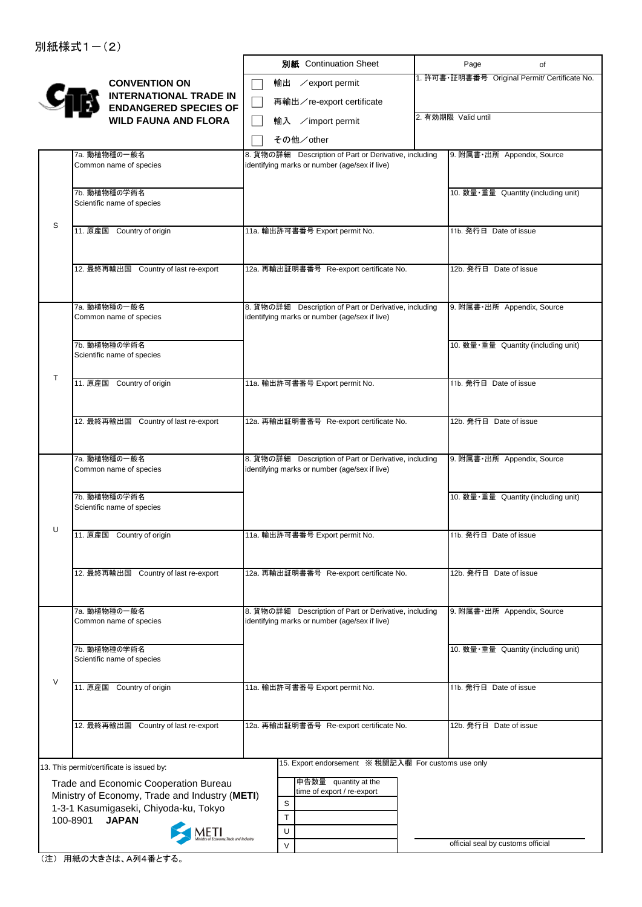別紙様式１－（２）

**CONVENTION ON INTERNATIONAL TRADE IN ENDANGERED SPECIES OF WILD FAUNA AND FLORA**

| **別紙** Continuation Sheet | Page of |
|---|---|
| ☐ 輸出 ／export permit<br>☐ 再輸出／re-export certificate<br>☐ 輸入 ／import permit<br>☐ その他／other | 1. 許可書・証明書番号 Original Permit/ Certificate No.<br><br>2. 有効期限 Valid until |

| | | | |
|---|---|---|---|
| S | 7a. 動植物種の一般名 Common name of species | 8. 貨物の詳細 Description of Part or Derivative, including identifying marks or number (age/sex if live) | 9. 附属書・出所 Appendix, Source |
| | 7b. 動植物種の学術名 Scientific name of species | | 10. 数量・重量 Quantity (including unit) |
| | 11. 原産国 Country of origin | 11a. 輸出許可書番号 Export permit No. | 11b. 発行日 Date of issue |
| | 12. 最終再輸出国 Country of last re-export | 12a. 再輸出証明書番号 Re-export certificate No. | 12b. 発行日 Date of issue |
| T | 7a. 動植物種の一般名 Common name of species | 8. 貨物の詳細 Description of Part or Derivative, including identifying marks or number (age/sex if live) | 9. 附属書・出所 Appendix, Source |
| | 7b. 動植物種の学術名 Scientific name of species | | 10. 数量・重量 Quantity (including unit) |
| | 11. 原産国 Country of origin | 11a. 輸出許可書番号 Export permit No. | 11b. 発行日 Date of issue |
| | 12. 最終再輸出国 Country of last re-export | 12a. 再輸出証明書番号 Re-export certificate No. | 12b. 発行日 Date of issue |
| U | 7a. 動植物種の一般名 Common name of species | 8. 貨物の詳細 Description of Part or Derivative, including identifying marks or number (age/sex if live) | 9. 附属書・出所 Appendix, Source |
| | 7b. 動植物種の学術名 Scientific name of species | | 10. 数量・重量 Quantity (including unit) |
| | 11. 原産国 Country of origin | 11a. 輸出許可書番号 Export permit No. | 11b. 発行日 Date of issue |
| | 12. 最終再輸出国 Country of last re-export | 12a. 再輸出証明書番号 Re-export certificate No. | 12b. 発行日 Date of issue |
| V | 7a. 動植物種の一般名 Common name of species | 8. 貨物の詳細 Description of Part or Derivative, including identifying marks or number (age/sex if live) | 9. 附属書・出所 Appendix, Source |
| | 7b. 動植物種の学術名 Scientific name of species | | 10. 数量・重量 Quantity (including unit) |
| | 11. 原産国 Country of origin | 11a. 輸出許可書番号 Export permit No. | 11b. 発行日 Date of issue |
| | 12. 最終再輸出国 Country of last re-export | 12a. 再輸出証明書番号 Re-export certificate No. | 12b. 発行日 Date of issue |

13. This permit/certificate is issued by:

Trade and Economic Cooperation Bureau
Ministry of Economy, Trade and Industry (**METI**)
1-3-1 Kasumigaseki, Chiyoda-ku, Tokyo
100-8901 **JAPAN**

METI Ministry of Economy, Trade and Industry

15. Export endorsement ※ 税関記入欄 For customs use only

| | 申告数量 quantity at the time of export / re-export |
|---|---|
| S | |
| T | |
| U | |
| V | |

official seal by customs official

（注） 用紙の大きさは、A列4番とする。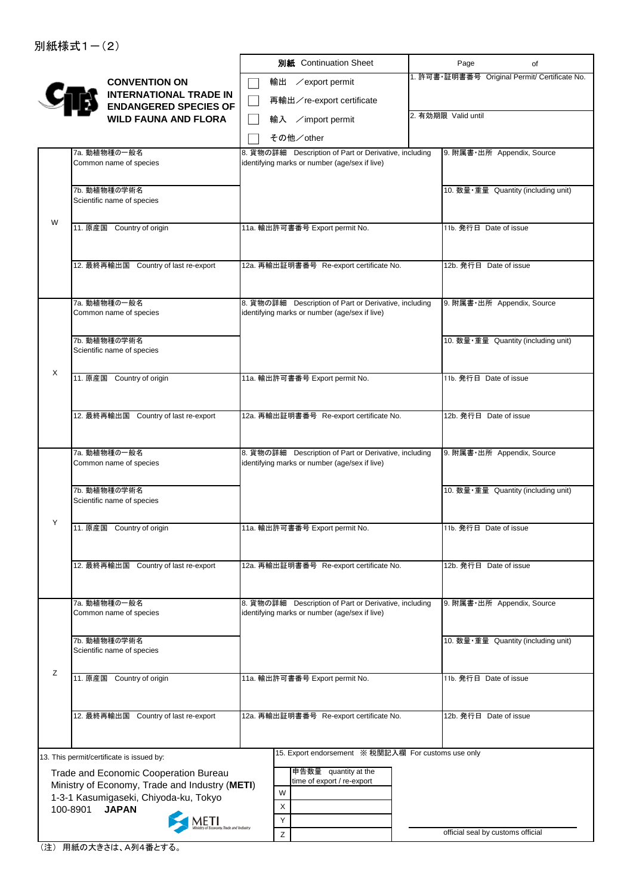別紙様式１－（２）

**CONVENTION ON INTERNATIONAL TRADE IN ENDANGERED SPECIES OF WILD FAUNA AND FLORA**

| **別紙** Continuation Sheet | Page of |
|---|---|
| ☐ 輸出 ／export permit<br>☐ 再輸出／re-export certificate<br>☐ 輸入 ／import permit<br>☐ その他／other | 1. 許可書・証明書番号 Original Permit/ Certificate No.<br><br>2. 有効期限 Valid until |

| | | | |
|---|---|---|---|
| W | 7a. 動植物種の一般名 Common name of species | 8. 貨物の詳細 Description of Part or Derivative, including identifying marks or number (age/sex if live) | 9. 附属書・出所 Appendix, Source |
| | 7b. 動植物種の学術名 Scientific name of species | | 10. 数量・重量 Quantity (including unit) |
| | 11. 原産国 Country of origin | 11a. 輸出許可書番号 Export permit No. | 11b. 発行日 Date of issue |
| | 12. 最終再輸出国 Country of last re-export | 12a. 再輸出証明書番号 Re-export certificate No. | 12b. 発行日 Date of issue |
| X | 7a. 動植物種の一般名 Common name of species | 8. 貨物の詳細 Description of Part or Derivative, including identifying marks or number (age/sex if live) | 9. 附属書・出所 Appendix, Source |
| | 7b. 動植物種の学術名 Scientific name of species | | 10. 数量・重量 Quantity (including unit) |
| | 11. 原産国 Country of origin | 11a. 輸出許可書番号 Export permit No. | 11b. 発行日 Date of issue |
| | 12. 最終再輸出国 Country of last re-export | 12a. 再輸出証明書番号 Re-export certificate No. | 12b. 発行日 Date of issue |
| Y | 7a. 動植物種の一般名 Common name of species | 8. 貨物の詳細 Description of Part or Derivative, including identifying marks or number (age/sex if live) | 9. 附属書・出所 Appendix, Source |
| | 7b. 動植物種の学術名 Scientific name of species | | 10. 数量・重量 Quantity (including unit) |
| | 11. 原産国 Country of origin | 11a. 輸出許可書番号 Export permit No. | 11b. 発行日 Date of issue |
| | 12. 最終再輸出国 Country of last re-export | 12a. 再輸出証明書番号 Re-export certificate No. | 12b. 発行日 Date of issue |
| Z | 7a. 動植物種の一般名 Common name of species | 8. 貨物の詳細 Description of Part or Derivative, including identifying marks or number (age/sex if live) | 9. 附属書・出所 Appendix, Source |
| | 7b. 動植物種の学術名 Scientific name of species | | 10. 数量・重量 Quantity (including unit) |
| | 11. 原産国 Country of origin | 11a. 輸出許可書番号 Export permit No. | 11b. 発行日 Date of issue |
| | 12. 最終再輸出国 Country of last re-export | 12a. 再輸出証明書番号 Re-export certificate No. | 12b. 発行日 Date of issue |

13. This permit/certificate is issued by:

Trade and Economic Cooperation Bureau
Ministry of Economy, Trade and Industry (**METI**)
1-3-1 Kasumigaseki, Chiyoda-ku, Tokyo
100-8901 **JAPAN**

METI Ministry of Economy, Trade and Industry

15. Export endorsement ※ 税関記入欄 For customs use only

| | 申告数量 quantity at the time of export / re-export |
|---|---|
| W | |
| X | |
| Y | |
| Z | |

official seal by customs official

（注） 用紙の大きさは、A列4番とする。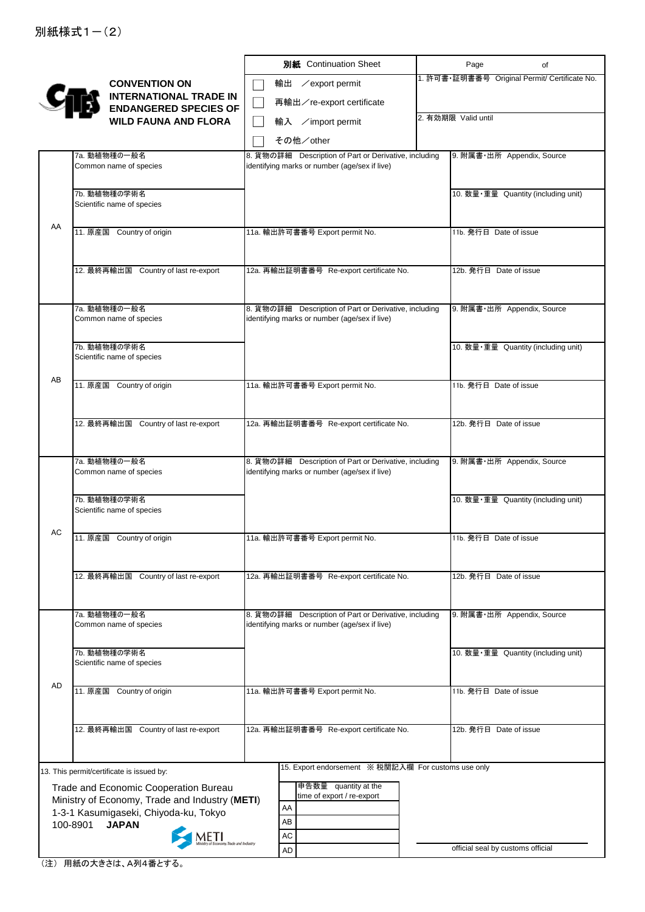別紙様式１－（２）

**CONVENTION ON INTERNATIONAL TRADE IN ENDANGERED SPECIES OF WILD FAUNA AND FLORA**

| **別紙** Continuation Sheet | Page　　　　of |
|---|---|
| ☐ 輸出　／export permit<br>☐ 再輸出／re-export certificate<br>☐ 輸入　／import permit<br>☐ その他／other | 1. 許可書・証明書番号 Original Permit/ Certificate No.<br><br>2. 有効期限 Valid until |

| | | | |
|---|---|---|---|
| AA | 7a. 動植物種の一般名 Common name of species | 8. 貨物の詳細 Description of Part or Derivative, including identifying marks or number (age/sex if live) | 9. 附属書・出所 Appendix, Source |
| | 7b. 動植物種の学術名 Scientific name of species | | 10. 数量・重量 Quantity (including unit) |
| | 11. 原産国 Country of origin | 11a. 輸出許可書番号 Export permit No. | 11b. 発行日 Date of issue |
| | 12. 最終再輸出国 Country of last re-export | 12a. 再輸出証明書番号 Re-export certificate No. | 12b. 発行日 Date of issue |
| AB | 7a. 動植物種の一般名 Common name of species | 8. 貨物の詳細 Description of Part or Derivative, including identifying marks or number (age/sex if live) | 9. 附属書・出所 Appendix, Source |
| | 7b. 動植物種の学術名 Scientific name of species | | 10. 数量・重量 Quantity (including unit) |
| | 11. 原産国 Country of origin | 11a. 輸出許可書番号 Export permit No. | 11b. 発行日 Date of issue |
| | 12. 最終再輸出国 Country of last re-export | 12a. 再輸出証明書番号 Re-export certificate No. | 12b. 発行日 Date of issue |
| AC | 7a. 動植物種の一般名 Common name of species | 8. 貨物の詳細 Description of Part or Derivative, including identifying marks or number (age/sex if live) | 9. 附属書・出所 Appendix, Source |
| | 7b. 動植物種の学術名 Scientific name of species | | 10. 数量・重量 Quantity (including unit) |
| | 11. 原産国 Country of origin | 11a. 輸出許可書番号 Export permit No. | 11b. 発行日 Date of issue |
| | 12. 最終再輸出国 Country of last re-export | 12a. 再輸出証明書番号 Re-export certificate No. | 12b. 発行日 Date of issue |
| AD | 7a. 動植物種の一般名 Common name of species | 8. 貨物の詳細 Description of Part or Derivative, including identifying marks or number (age/sex if live) | 9. 附属書・出所 Appendix, Source |
| | 7b. 動植物種の学術名 Scientific name of species | | 10. 数量・重量 Quantity (including unit) |
| | 11. 原産国 Country of origin | 11a. 輸出許可書番号 Export permit No. | 11b. 発行日 Date of issue |
| | 12. 最終再輸出国 Country of last re-export | 12a. 再輸出証明書番号 Re-export certificate No. | 12b. 発行日 Date of issue |

13. This permit/certificate is issued by:

Trade and Economic Cooperation Bureau
Ministry of Economy, Trade and Industry (**METI**)
1-3-1 Kasumigaseki, Chiyoda-ku, Tokyo
100-8901　**JAPAN**

METI Ministry of Economy, Trade and Industry

15. Export endorsement ※ 税関記入欄 For customs use only

| | 申告数量 quantity at the time of export / re-export |
|---|---|
| AA | |
| AB | |
| AC | |
| AD | |

official seal by customs official

（注） 用紙の大きさは、A列４番とする。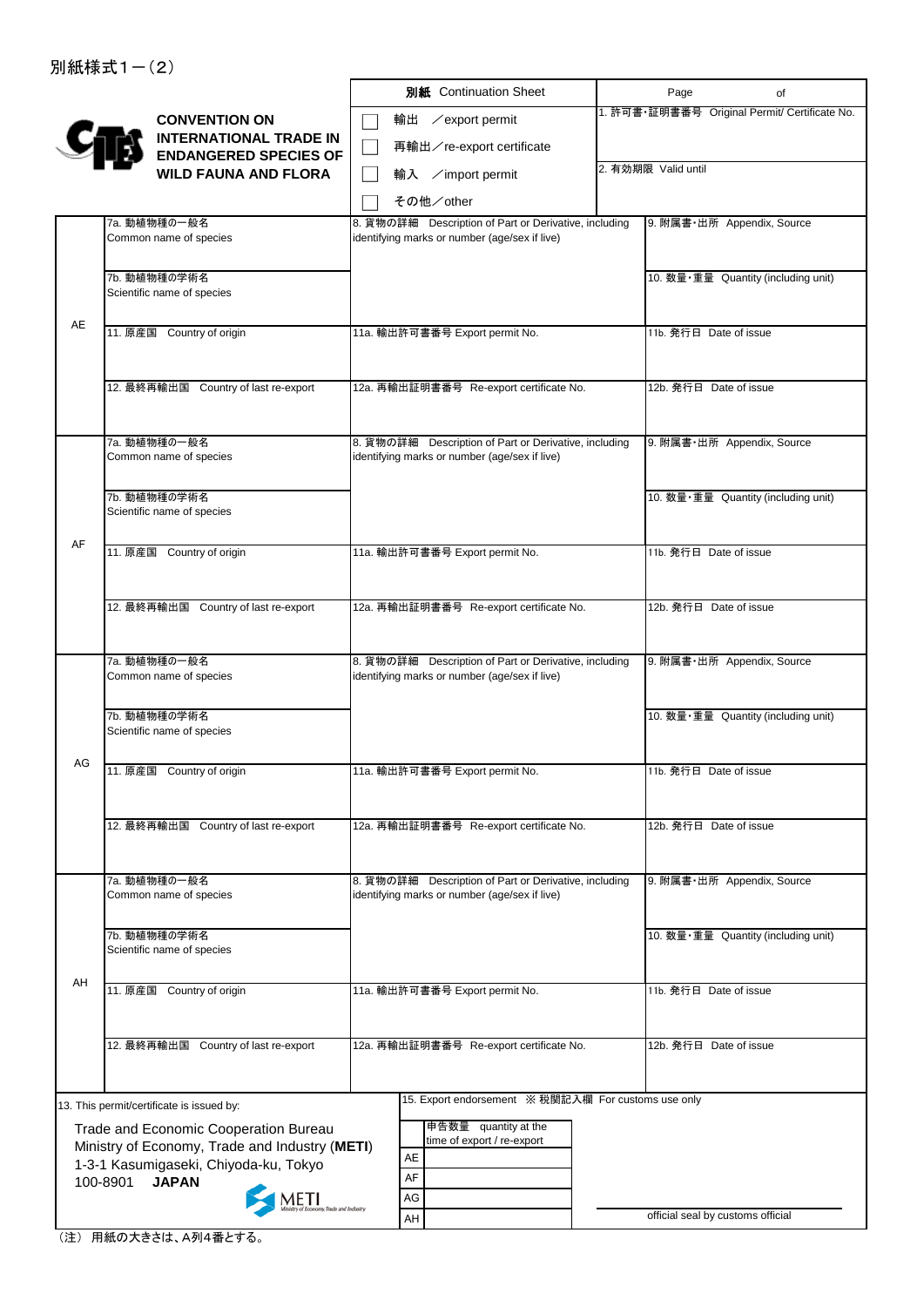別紙様式１－（２）

**CONVENTION ON INTERNATIONAL TRADE IN ENDANGERED SPECIES OF WILD FAUNA AND FLORA**

| **別紙** Continuation Sheet | Page of |
|---|---|
| ☐ 輸出 ／export permit<br>☐ 再輸出／re-export certificate<br>☐ 輸入 ／import permit<br>☐ その他／other | 1. 許可書・証明書番号 Original Permit/ Certificate No.<br><br>2. 有効期限 Valid until |

| | | | |
|---|---|---|---|
| AE | 7a. 動植物種の一般名 Common name of species | 8. 貨物の詳細 Description of Part or Derivative, including identifying marks or number (age/sex if live) | 9. 附属書・出所 Appendix, Source |
| | 7b. 動植物種の学術名 Scientific name of species | | 10. 数量・重量 Quantity (including unit) |
| | 11. 原産国 Country of origin | 11a. 輸出許可書番号 Export permit No. | 11b. 発行日 Date of issue |
| | 12. 最終再輸出国 Country of last re-export | 12a. 再輸出証明書番号 Re-export certificate No. | 12b. 発行日 Date of issue |
| AF | 7a. 動植物種の一般名 Common name of species | 8. 貨物の詳細 Description of Part or Derivative, including identifying marks or number (age/sex if live) | 9. 附属書・出所 Appendix, Source |
| | 7b. 動植物種の学術名 Scientific name of species | | 10. 数量・重量 Quantity (including unit) |
| | 11. 原産国 Country of origin | 11a. 輸出許可書番号 Export permit No. | 11b. 発行日 Date of issue |
| | 12. 最終再輸出国 Country of last re-export | 12a. 再輸出証明書番号 Re-export certificate No. | 12b. 発行日 Date of issue |
| AG | 7a. 動植物種の一般名 Common name of species | 8. 貨物の詳細 Description of Part or Derivative, including identifying marks or number (age/sex if live) | 9. 附属書・出所 Appendix, Source |
| | 7b. 動植物種の学術名 Scientific name of species | | 10. 数量・重量 Quantity (including unit) |
| | 11. 原産国 Country of origin | 11a. 輸出許可書番号 Export permit No. | 11b. 発行日 Date of issue |
| | 12. 最終再輸出国 Country of last re-export | 12a. 再輸出証明書番号 Re-export certificate No. | 12b. 発行日 Date of issue |
| AH | 7a. 動植物種の一般名 Common name of species | 8. 貨物の詳細 Description of Part or Derivative, including identifying marks or number (age/sex if live) | 9. 附属書・出所 Appendix, Source |
| | 7b. 動植物種の学術名 Scientific name of species | | 10. 数量・重量 Quantity (including unit) |
| | 11. 原産国 Country of origin | 11a. 輸出許可書番号 Export permit No. | 11b. 発行日 Date of issue |
| | 12. 最終再輸出国 Country of last re-export | 12a. 再輸出証明書番号 Re-export certificate No. | 12b. 発行日 Date of issue |

13. This permit/certificate is issued by:

Trade and Economic Cooperation Bureau
Ministry of Economy, Trade and Industry (**METI**)
1-3-1 Kasumigaseki, Chiyoda-ku, Tokyo
100-8901 **JAPAN**

METI Ministry of Economy, Trade and Industry

15. Export endorsement ※ 税関記入欄 For customs use only

| | 申告数量 quantity at the time of export / re-export |
|---|---|
| AE | |
| AF | |
| AG | |
| AH | |

official seal by customs official

（注） 用紙の大きさは、A列4番とする。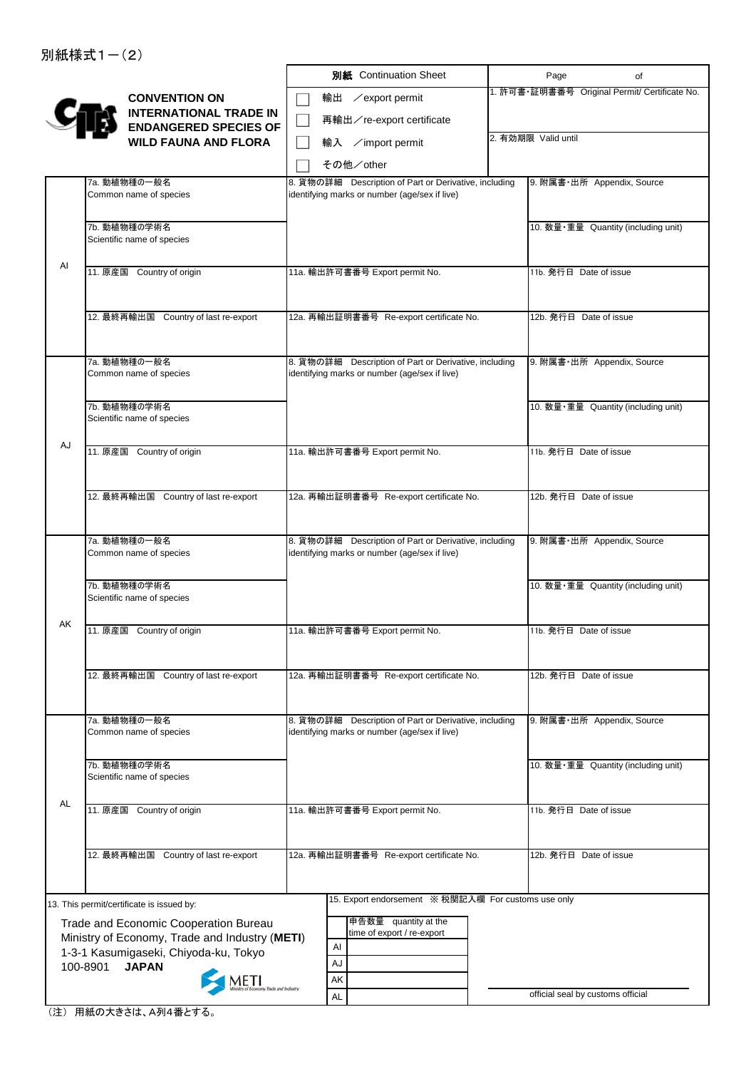別紙様式１－（２）

CONVENTION ON INTERNATIONAL TRADE IN ENDANGERED SPECIES OF WILD FAUNA AND FLORA

| **別紙** Continuation Sheet | Page of |
| --- | --- |
| ☐ 輸出 ／export permit<br>☐ 再輸出／re-export certificate<br>☐ 輸入 ／import permit<br>☐ その他／other | 1. 許可書･証明書番号 Original Permit/ Certificate No.<br><br>2. 有効期限 Valid until |

| | | | |
| --- | --- | --- | --- |
| AI | 7a. 動植物種の一般名 Common name of species | 8. 貨物の詳細 Description of Part or Derivative, including identifying marks or number (age/sex if live) | 9. 附属書･出所 Appendix, Source |
| | 7b. 動植物種の学術名 Scientific name of species | | 10. 数量･重量 Quantity (including unit) |
| | 11. 原産国 Country of origin | 11a. 輸出許可書番号 Export permit No. | 11b. 発行日 Date of issue |
| | 12. 最終再輸出国 Country of last re-export | 12a. 再輸出証明書番号 Re-export certificate No. | 12b. 発行日 Date of issue |
| AJ | 7a. 動植物種の一般名 Common name of species | 8. 貨物の詳細 Description of Part or Derivative, including identifying marks or number (age/sex if live) | 9. 附属書･出所 Appendix, Source |
| | 7b. 動植物種の学術名 Scientific name of species | | 10. 数量･重量 Quantity (including unit) |
| | 11. 原産国 Country of origin | 11a. 輸出許可書番号 Export permit No. | 11b. 発行日 Date of issue |
| | 12. 最終再輸出国 Country of last re-export | 12a. 再輸出証明書番号 Re-export certificate No. | 12b. 発行日 Date of issue |
| AK | 7a. 動植物種の一般名 Common name of species | 8. 貨物の詳細 Description of Part or Derivative, including identifying marks or number (age/sex if live) | 9. 附属書･出所 Appendix, Source |
| | 7b. 動植物種の学術名 Scientific name of species | | 10. 数量･重量 Quantity (including unit) |
| | 11. 原産国 Country of origin | 11a. 輸出許可書番号 Export permit No. | 11b. 発行日 Date of issue |
| | 12. 最終再輸出国 Country of last re-export | 12a. 再輸出証明書番号 Re-export certificate No. | 12b. 発行日 Date of issue |
| AL | 7a. 動植物種の一般名 Common name of species | 8. 貨物の詳細 Description of Part or Derivative, including identifying marks or number (age/sex if live) | 9. 附属書･出所 Appendix, Source |
| | 7b. 動植物種の学術名 Scientific name of species | | 10. 数量･重量 Quantity (including unit) |
| | 11. 原産国 Country of origin | 11a. 輸出許可書番号 Export permit No. | 11b. 発行日 Date of issue |
| | 12. 最終再輸出国 Country of last re-export | 12a. 再輸出証明書番号 Re-export certificate No. | 12b. 発行日 Date of issue |

13. This permit/certificate is issued by:

Trade and Economic Cooperation Bureau
Ministry of Economy, Trade and Industry (**METI**)
1-3-1 Kasumigaseki, Chiyoda-ku, Tokyo
100-8901 **JAPAN**

METI Ministry of Economy, Trade and Industry

15. Export endorsement ※ 税関記入欄 For customs use only

| | 申告数量 quantity at the time of export / re-export |
| --- | --- |
| AI | |
| AJ | |
| AK | |
| AL | |

official seal by customs official

（注） 用紙の大きさは、A列４番とする。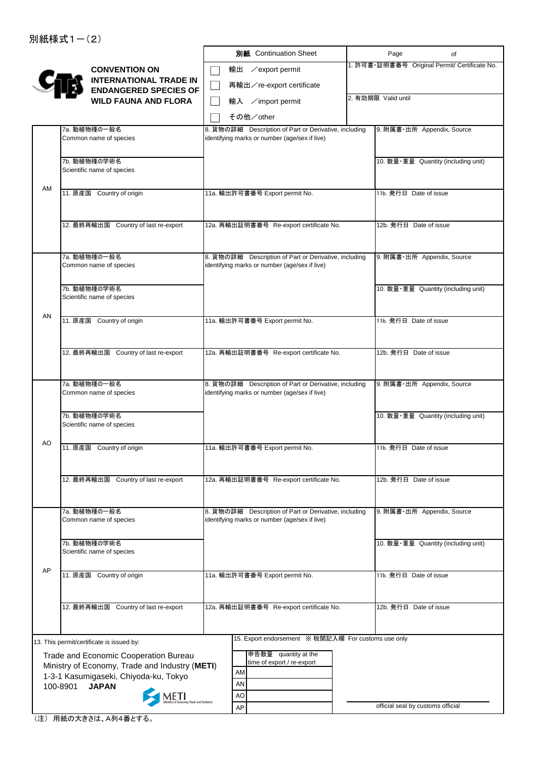別紙様式１－（2）

**CONVENTION ON INTERNATIONAL TRADE IN ENDANGERED SPECIES OF WILD FAUNA AND FLORA**

| **別紙** Continuation Sheet | Page of |
|---|---|
| ☐ 輸出 ／export permit<br>☐ 再輸出／re-export certificate<br>☐ 輸入 ／import permit<br>☐ その他／other | 1. 許可書・証明書番号 Original Permit/ Certificate No.<br><br>2. 有効期限 Valid until |

| | | | |
|---|---|---|---|
| AM | 7a. 動植物種の一般名 Common name of species | 8. 貨物の詳細 Description of Part or Derivative, including identifying marks or number (age/sex if live) | 9. 附属書・出所 Appendix, Source |
| | 7b. 動植物種の学術名 Scientific name of species | | 10. 数量・重量 Quantity (including unit) |
| | 11. 原産国 Country of origin | 11a. 輸出許可書番号 Export permit No. | 11b. 発行日 Date of issue |
| | 12. 最終再輸出国 Country of last re-export | 12a. 再輸出証明書番号 Re-export certificate No. | 12b. 発行日 Date of issue |
| AN | 7a. 動植物種の一般名 Common name of species | 8. 貨物の詳細 Description of Part or Derivative, including identifying marks or number (age/sex if live) | 9. 附属書・出所 Appendix, Source |
| | 7b. 動植物種の学術名 Scientific name of species | | 10. 数量・重量 Quantity (including unit) |
| | 11. 原産国 Country of origin | 11a. 輸出許可書番号 Export permit No. | 11b. 発行日 Date of issue |
| | 12. 最終再輸出国 Country of last re-export | 12a. 再輸出証明書番号 Re-export certificate No. | 12b. 発行日 Date of issue |
| AO | 7a. 動植物種の一般名 Common name of species | 8. 貨物の詳細 Description of Part or Derivative, including identifying marks or number (age/sex if live) | 9. 附属書・出所 Appendix, Source |
| | 7b. 動植物種の学術名 Scientific name of species | | 10. 数量・重量 Quantity (including unit) |
| | 11. 原産国 Country of origin | 11a. 輸出許可書番号 Export permit No. | 11b. 発行日 Date of issue |
| | 12. 最終再輸出国 Country of last re-export | 12a. 再輸出証明書番号 Re-export certificate No. | 12b. 発行日 Date of issue |
| AP | 7a. 動植物種の一般名 Common name of species | 8. 貨物の詳細 Description of Part or Derivative, including identifying marks or number (age/sex if live) | 9. 附属書・出所 Appendix, Source |
| | 7b. 動植物種の学術名 Scientific name of species | | 10. 数量・重量 Quantity (including unit) |
| | 11. 原産国 Country of origin | 11a. 輸出許可書番号 Export permit No. | 11b. 発行日 Date of issue |
| | 12. 最終再輸出国 Country of last re-export | 12a. 再輸出証明書番号 Re-export certificate No. | 12b. 発行日 Date of issue |

13. This permit/certificate is issued by:

Trade and Economic Cooperation Bureau
Ministry of Economy, Trade and Industry (**METI**)
1-3-1 Kasumigaseki, Chiyoda-ku, Tokyo
100-8901 **JAPAN**

METI Ministry of Economy, Trade and Industry

15. Export endorsement ※ 税関記入欄 For customs use only

| | 申告数量 quantity at the time of export / re-export |
|---|---|
| AM | |
| AN | |
| AO | |
| AP | |

official seal by customs official

（注） 用紙の大きさは、A列4番とする。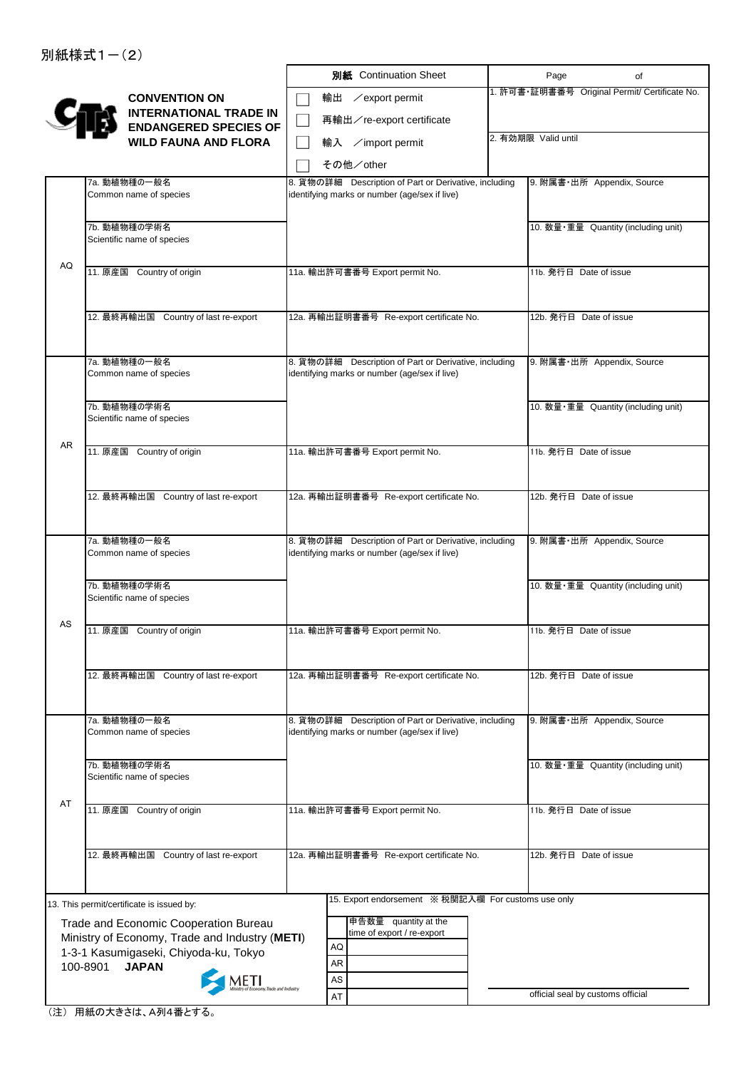別紙様式１－（2）

**CONVENTION ON INTERNATIONAL TRADE IN ENDANGERED SPECIES OF WILD FAUNA AND FLORA**

| **別紙** Continuation Sheet | Page　　　　　of |
|---|---|
| ☐ 輸出　／export permit<br>☐ 再輸出／re-export certificate<br>☐ 輸入　／import permit<br>☐ その他／other | 1. 許可書・証明書番号 Original Permit/ Certificate No.<br><br>2. 有効期限 Valid until |

| | | | |
|---|---|---|---|
| AQ | 7a. 動植物種の一般名 Common name of species | 8. 貨物の詳細　Description of Part or Derivative, including identifying marks or number (age/sex if live) | 9. 附属書・出所 Appendix, Source |
| | 7b. 動植物種の学術名 Scientific name of species | | 10. 数量・重量 Quantity (including unit) |
| | 11. 原産国　Country of origin | 11a. 輸出許可書番号 Export permit No. | 11b. 発行日　Date of issue |
| | 12. 最終再輸出国　Country of last re-export | 12a. 再輸出証明書番号 Re-export certificate No. | 12b. 発行日　Date of issue |
| AR | 7a. 動植物種の一般名 Common name of species | 8. 貨物の詳細　Description of Part or Derivative, including identifying marks or number (age/sex if live) | 9. 附属書・出所 Appendix, Source |
| | 7b. 動植物種の学術名 Scientific name of species | | 10. 数量・重量 Quantity (including unit) |
| | 11. 原産国　Country of origin | 11a. 輸出許可書番号 Export permit No. | 11b. 発行日　Date of issue |
| | 12. 最終再輸出国　Country of last re-export | 12a. 再輸出証明書番号 Re-export certificate No. | 12b. 発行日　Date of issue |
| AS | 7a. 動植物種の一般名 Common name of species | 8. 貨物の詳細　Description of Part or Derivative, including identifying marks or number (age/sex if live) | 9. 附属書・出所 Appendix, Source |
| | 7b. 動植物種の学術名 Scientific name of species | | 10. 数量・重量 Quantity (including unit) |
| | 11. 原産国　Country of origin | 11a. 輸出許可書番号 Export permit No. | 11b. 発行日　Date of issue |
| | 12. 最終再輸出国　Country of last re-export | 12a. 再輸出証明書番号 Re-export certificate No. | 12b. 発行日　Date of issue |
| AT | 7a. 動植物種の一般名 Common name of species | 8. 貨物の詳細　Description of Part or Derivative, including identifying marks or number (age/sex if live) | 9. 附属書・出所 Appendix, Source |
| | 7b. 動植物種の学術名 Scientific name of species | | 10. 数量・重量 Quantity (including unit) |
| | 11. 原産国　Country of origin | 11a. 輸出許可書番号 Export permit No. | 11b. 発行日　Date of issue |
| | 12. 最終再輸出国　Country of last re-export | 12a. 再輸出証明書番号 Re-export certificate No. | 12b. 発行日　Date of issue |

13. This permit/certificate is issued by:

Trade and Economic Cooperation Bureau
Ministry of Economy, Trade and Industry (**METI**)
1-3-1 Kasumigaseki, Chiyoda-ku, Tokyo
100-8901　**JAPAN**

METI Ministry of Economy, Trade and Industry

15. Export endorsement　※ 税関記入欄　For customs use only

| | 申告数量　quantity at the time of export / re-export |
|---|---|
| AQ | |
| AR | |
| AS | |
| AT | |

official seal by customs official

（注）用紙の大きさは、A列4番とする。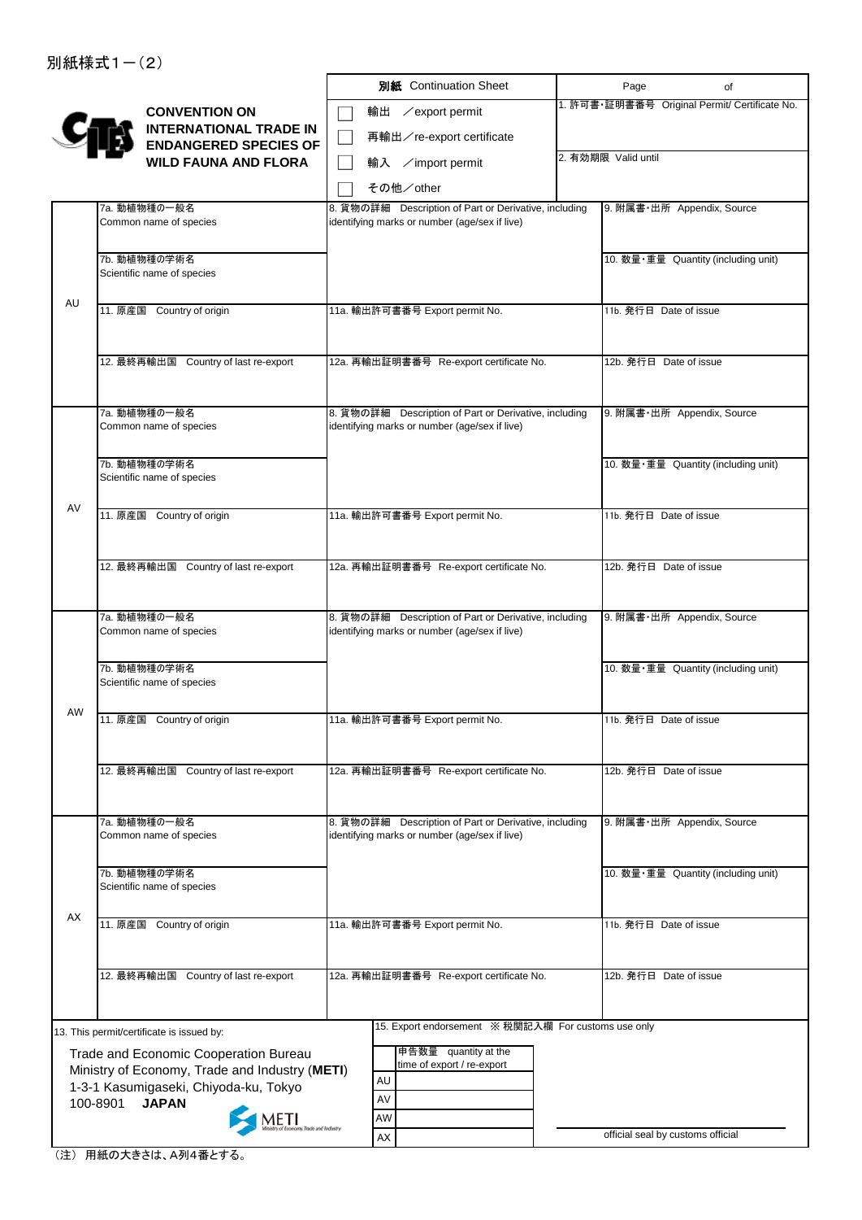別紙様式１－（２）

| CONVENTION ON INTERNATIONAL TRADE IN ENDANGERED SPECIES OF WILD FAUNA AND FLORA | **別紙** Continuation Sheet<br>☐ 輸出 ／export permit<br>☐ 再輸出／re-export certificate<br>☐ 輸入 ／import permit<br>☐ その他／other | Page of<br>1. 許可書・証明書番号 Original Permit/ Certificate No.<br>2. 有効期限 Valid until |
|---|---|---|

| | | | |
|---|---|---|---|
| AU | 7a. 動植物種の一般名 Common name of species<br>7b. 動植物種の学術名 Scientific name of species | 8. 貨物の詳細 Description of Part or Derivative, including identifying marks or number (age/sex if live) | 9. 附属書・出所 Appendix, Source<br>10. 数量・重量 Quantity (including unit) |
| | 11. 原産国 Country of origin | 11a. 輸出許可書番号 Export permit No. | 11b. 発行日 Date of issue |
| | 12. 最終再輸出国 Country of last re-export | 12a. 再輸出証明書番号 Re-export certificate No. | 12b. 発行日 Date of issue |
| AV | 7a. 動植物種の一般名 Common name of species<br>7b. 動植物種の学術名 Scientific name of species | 8. 貨物の詳細 Description of Part or Derivative, including identifying marks or number (age/sex if live) | 9. 附属書・出所 Appendix, Source<br>10. 数量・重量 Quantity (including unit) |
| | 11. 原産国 Country of origin | 11a. 輸出許可書番号 Export permit No. | 11b. 発行日 Date of issue |
| | 12. 最終再輸出国 Country of last re-export | 12a. 再輸出証明書番号 Re-export certificate No. | 12b. 発行日 Date of issue |
| AW | 7a. 動植物種の一般名 Common name of species<br>7b. 動植物種の学術名 Scientific name of species | 8. 貨物の詳細 Description of Part or Derivative, including identifying marks or number (age/sex if live) | 9. 附属書・出所 Appendix, Source<br>10. 数量・重量 Quantity (including unit) |
| | 11. 原産国 Country of origin | 11a. 輸出許可書番号 Export permit No. | 11b. 発行日 Date of issue |
| | 12. 最終再輸出国 Country of last re-export | 12a. 再輸出証明書番号 Re-export certificate No. | 12b. 発行日 Date of issue |
| AX | 7a. 動植物種の一般名 Common name of species<br>7b. 動植物種の学術名 Scientific name of species | 8. 貨物の詳細 Description of Part or Derivative, including identifying marks or number (age/sex if live) | 9. 附属書・出所 Appendix, Source<br>10. 数量・重量 Quantity (including unit) |
| | 11. 原産国 Country of origin | 11a. 輸出許可書番号 Export permit No. | 11b. 発行日 Date of issue |
| | 12. 最終再輸出国 Country of last re-export | 12a. 再輸出証明書番号 Re-export certificate No. | 12b. 発行日 Date of issue |

13. This permit/certificate is issued by:

Trade and Economic Cooperation Bureau
Ministry of Economy, Trade and Industry (**METI**)
1-3-1 Kasumigaseki, Chiyoda-ku, Tokyo
100-8901 **JAPAN**

METI Ministry of Economy, Trade and Industry

15. Export endorsement ※ 税関記入欄 For customs use only

| | 申告数量 quantity at the time of export / re-export |
|---|---|
| AU | |
| AV | |
| AW | |
| AX | |

official seal by customs official

（注） 用紙の大きさは、A列4番とする。